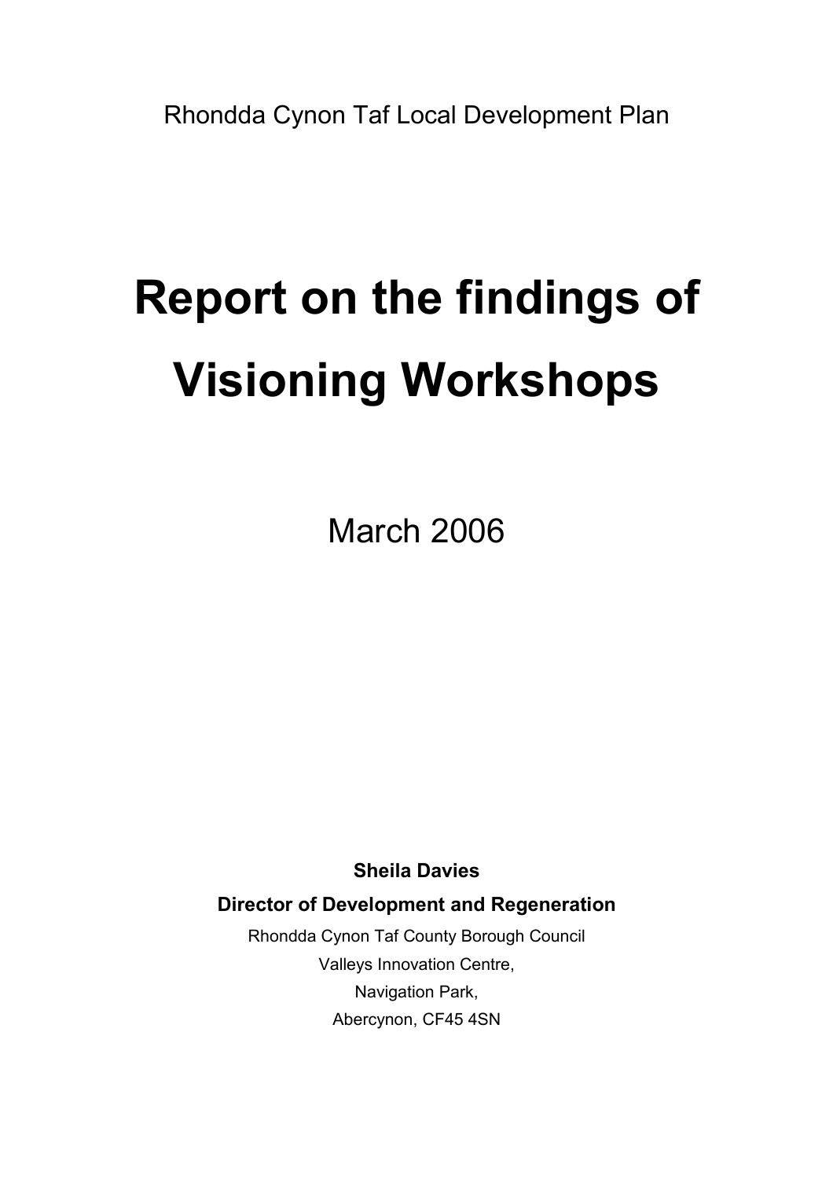Rhondda Cynon Taf Local Development Plan

# Report on the findings of Visioning Workshops

March 2006

**Sheila Davies**

**Director of Development and Regeneration**

Rhondda Cynon Taf County Borough Council
Valleys Innovation Centre,
Navigation Park,
Abercynon, CF45 4SN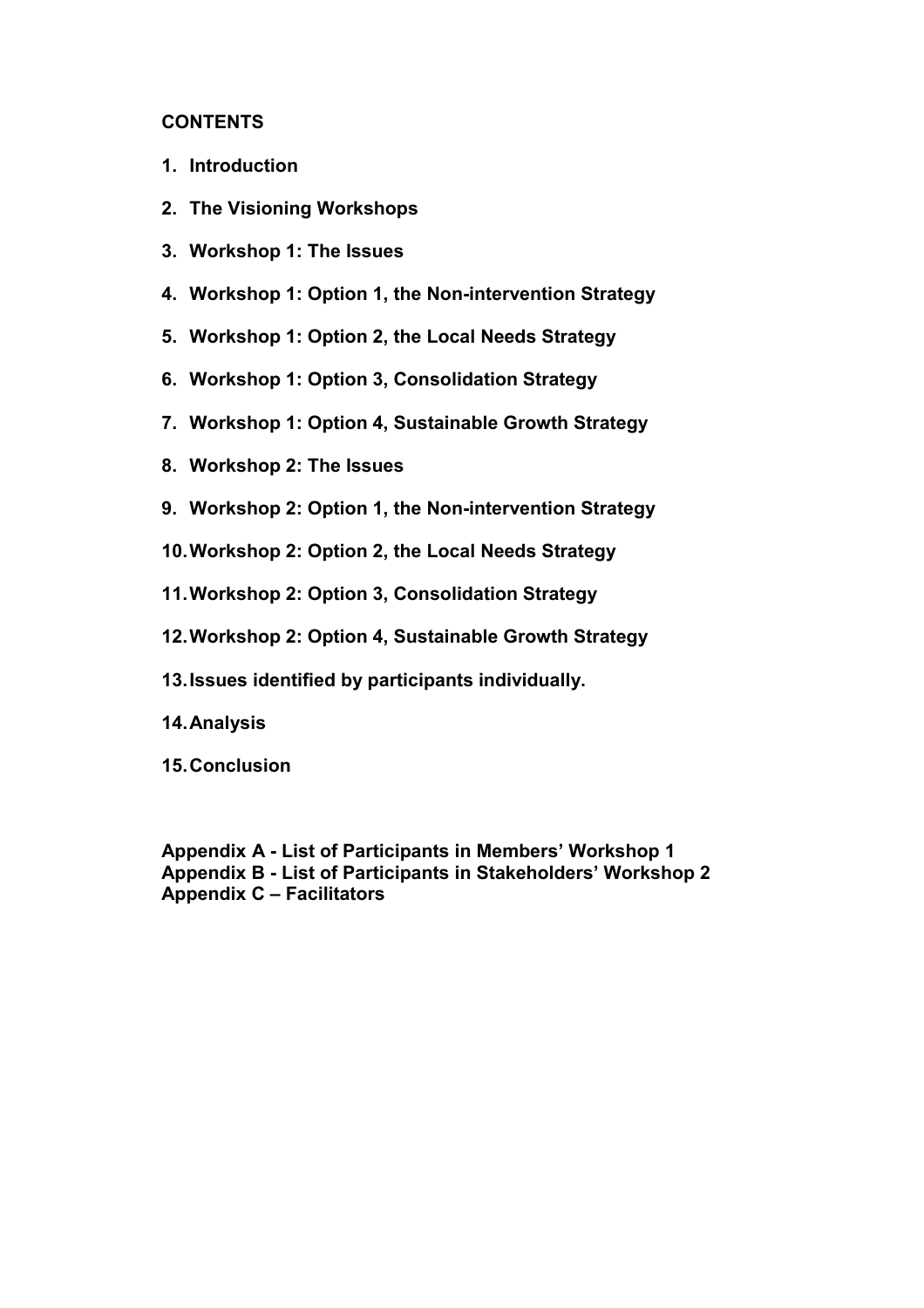**CONTENTS**

1. **Introduction**
2. **The Visioning Workshops**
3. **Workshop 1: The Issues**
4. **Workshop 1: Option 1, the Non-intervention Strategy**
5. **Workshop 1: Option 2, the Local Needs Strategy**
6. **Workshop 1: Option 3, Consolidation Strategy**
7. **Workshop 1: Option 4, Sustainable Growth Strategy**
8. **Workshop 2: The Issues**
9. **Workshop 2: Option 1, the Non-intervention Strategy**
10. **Workshop 2: Option 2, the Local Needs Strategy**
11. **Workshop 2: Option 3, Consolidation Strategy**
12. **Workshop 2: Option 4, Sustainable Growth Strategy**
13. **Issues identified by participants individually.**
14. **Analysis**
15. **Conclusion**

**Appendix A - List of Participants in Members' Workshop 1**
**Appendix B - List of Participants in Stakeholders' Workshop 2**
**Appendix C – Facilitators**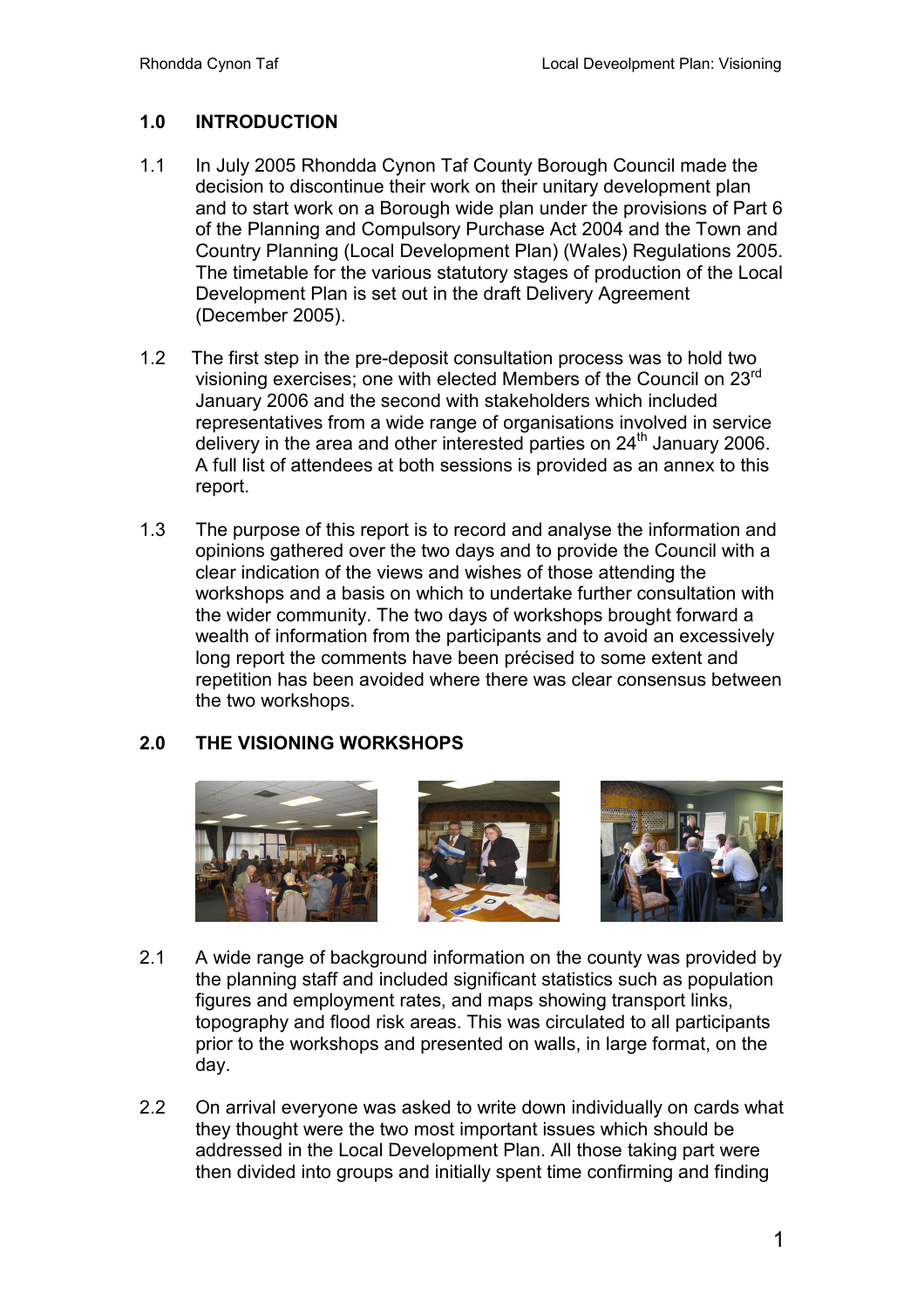## 1.0 INTRODUCTION

1.1 In July 2005 Rhondda Cynon Taf County Borough Council made the decision to discontinue their work on their unitary development plan and to start work on a Borough wide plan under the provisions of Part 6 of the Planning and Compulsory Purchase Act 2004 and the Town and Country Planning (Local Development Plan) (Wales) Regulations 2005. The timetable for the various statutory stages of production of the Local Development Plan is set out in the draft Delivery Agreement (December 2005).

1.2 The first step in the pre-deposit consultation process was to hold two visioning exercises; one with elected Members of the Council on 23rd January 2006 and the second with stakeholders which included representatives from a wide range of organisations involved in service delivery in the area and other interested parties on 24th January 2006. A full list of attendees at both sessions is provided as an annex to this report.

1.3 The purpose of this report is to record and analyse the information and opinions gathered over the two days and to provide the Council with a clear indication of the views and wishes of those attending the workshops and a basis on which to undertake further consultation with the wider community. The two days of workshops brought forward a wealth of information from the participants and to avoid an excessively long report the comments have been précised to some extent and repetition has been avoided where there was clear consensus between the two workshops.

## 2.0 THE VISIONING WORKSHOPS

2.1 A wide range of background information on the county was provided by the planning staff and included significant statistics such as population figures and employment rates, and maps showing transport links, topography and flood risk areas. This was circulated to all participants prior to the workshops and presented on walls, in large format, on the day.

2.2 On arrival everyone was asked to write down individually on cards what they thought were the two most important issues which should be addressed in the Local Development Plan. All those taking part were then divided into groups and initially spent time confirming and finding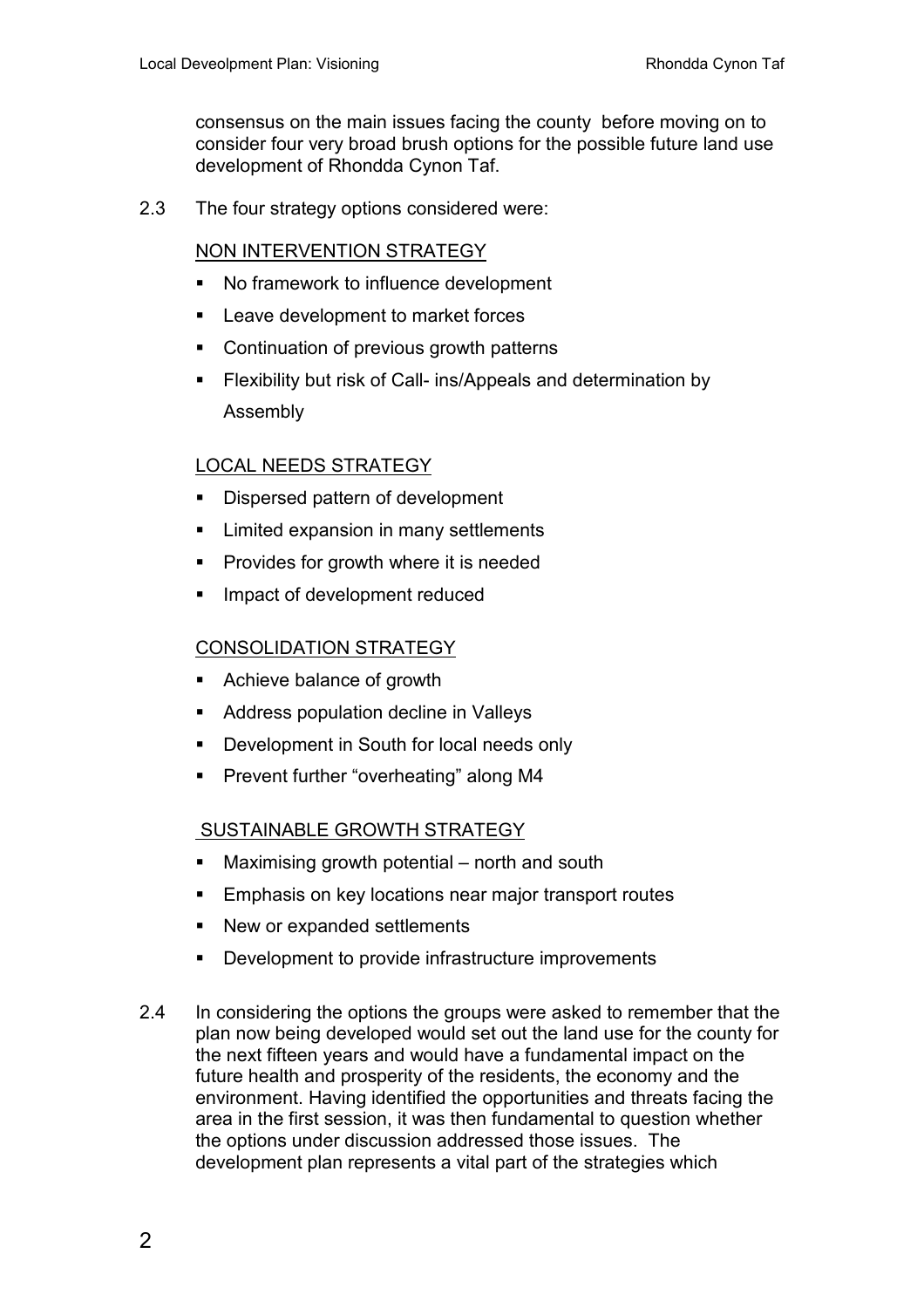consensus on the main issues facing the county before moving on to consider four very broad brush options for the possible future land use development of Rhondda Cynon Taf.

2.3 The four strategy options considered were:

<u>NON INTERVENTION STRATEGY</u>

- No framework to influence development
- Leave development to market forces
- Continuation of previous growth patterns
- Flexibility but risk of Call- ins/Appeals and determination by Assembly

<u>LOCAL NEEDS STRATEGY</u>

- Dispersed pattern of development
- Limited expansion in many settlements
- Provides for growth where it is needed
- Impact of development reduced

<u>CONSOLIDATION STRATEGY</u>

- Achieve balance of growth
- Address population decline in Valleys
- Development in South for local needs only
- Prevent further "overheating" along M4

<u>SUSTAINABLE GROWTH STRATEGY</u>

- Maximising growth potential – north and south
- Emphasis on key locations near major transport routes
- New or expanded settlements
- Development to provide infrastructure improvements

2.4 In considering the options the groups were asked to remember that the plan now being developed would set out the land use for the county for the next fifteen years and would have a fundamental impact on the future health and prosperity of the residents, the economy and the environment. Having identified the opportunities and threats facing the area in the first session, it was then fundamental to question whether the options under discussion addressed those issues. The development plan represents a vital part of the strategies which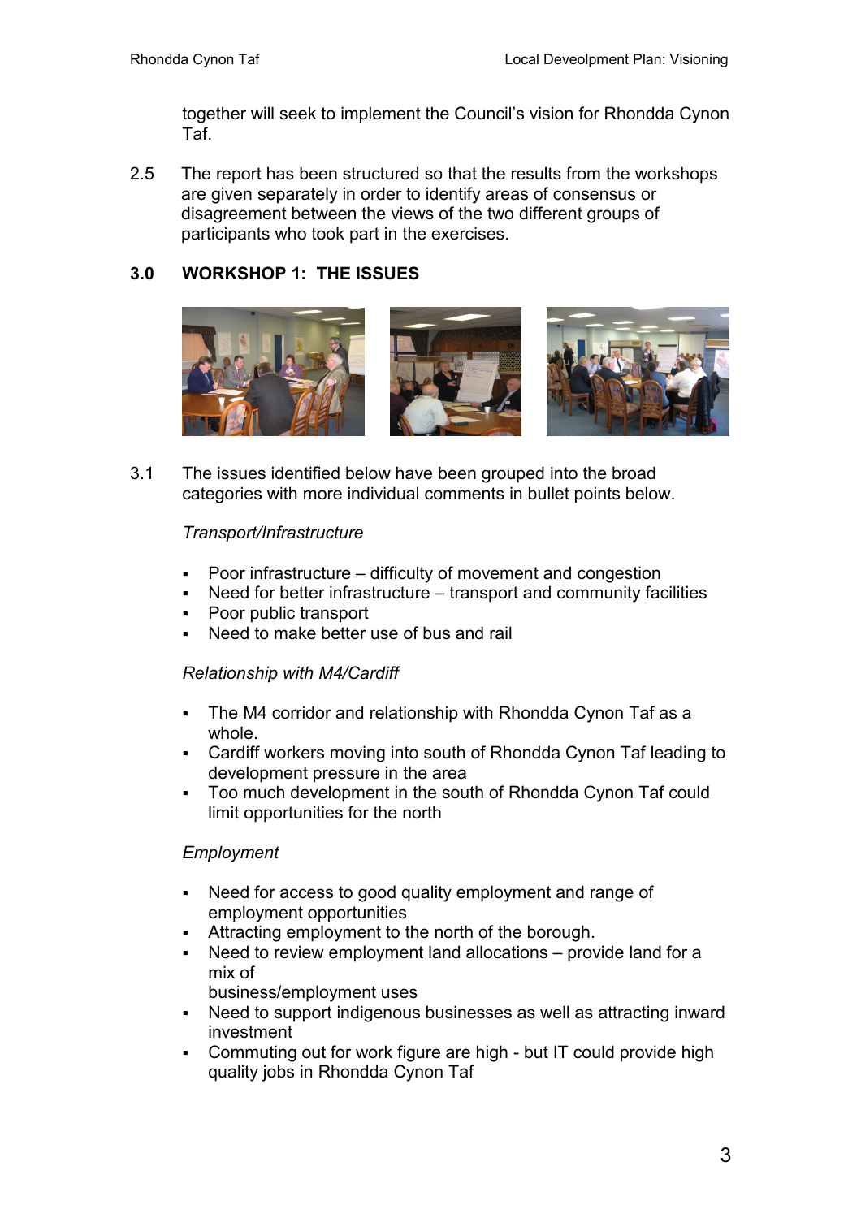together will seek to implement the Council's vision for Rhondda Cynon Taf.

2.5 The report has been structured so that the results from the workshops are given separately in order to identify areas of consensus or disagreement between the views of the two different groups of participants who took part in the exercises.

## 3.0 WORKSHOP 1: THE ISSUES

3.1 The issues identified below have been grouped into the broad categories with more individual comments in bullet points below.

*Transport/Infrastructure*

- Poor infrastructure – difficulty of movement and congestion
- Need for better infrastructure – transport and community facilities
- Poor public transport
- Need to make better use of bus and rail

*Relationship with M4/Cardiff*

- The M4 corridor and relationship with Rhondda Cynon Taf as a whole.
- Cardiff workers moving into south of Rhondda Cynon Taf leading to development pressure in the area
- Too much development in the south of Rhondda Cynon Taf could limit opportunities for the north

*Employment*

- Need for access to good quality employment and range of employment opportunities
- Attracting employment to the north of the borough.
- Need to review employment land allocations – provide land for a mix of business/employment uses
- Need to support indigenous businesses as well as attracting inward investment
- Commuting out for work figure are high - but IT could provide high quality jobs in Rhondda Cynon Taf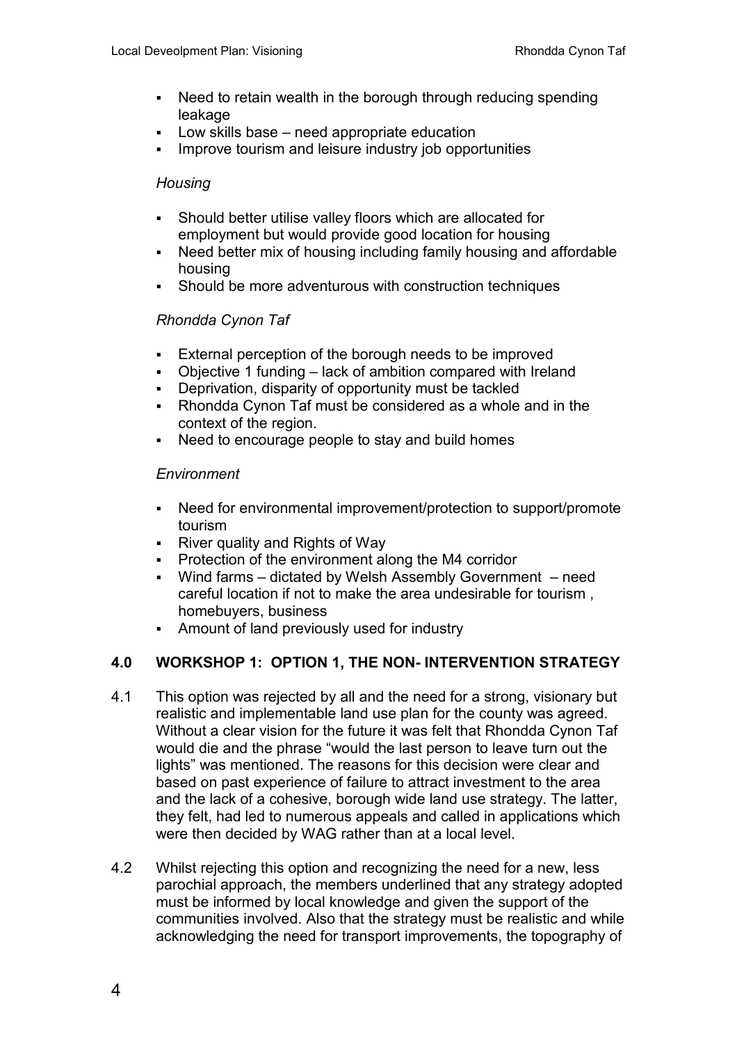- Need to retain wealth in the borough through reducing spending leakage
- Low skills base – need appropriate education
- Improve tourism and leisure industry job opportunities

*Housing*

- Should better utilise valley floors which are allocated for employment but would provide good location for housing
- Need better mix of housing including family housing and affordable housing
- Should be more adventurous with construction techniques

*Rhondda Cynon Taf*

- External perception of the borough needs to be improved
- Objective 1 funding – lack of ambition compared with Ireland
- Deprivation, disparity of opportunity must be tackled
- Rhondda Cynon Taf must be considered as a whole and in the context of the region.
- Need to encourage people to stay and build homes

*Environment*

- Need for environmental improvement/protection to support/promote tourism
- River quality and Rights of Way
- Protection of the environment along the M4 corridor
- Wind farms – dictated by Welsh Assembly Government – need careful location if not to make the area undesirable for tourism , homebuyers, business
- Amount of land previously used for industry

## 4.0 WORKSHOP 1: OPTION 1, THE NON- INTERVENTION STRATEGY

4.1 This option was rejected by all and the need for a strong, visionary but realistic and implementable land use plan for the county was agreed. Without a clear vision for the future it was felt that Rhondda Cynon Taf would die and the phrase "would the last person to leave turn out the lights" was mentioned. The reasons for this decision were clear and based on past experience of failure to attract investment to the area and the lack of a cohesive, borough wide land use strategy. The latter, they felt, had led to numerous appeals and called in applications which were then decided by WAG rather than at a local level.

4.2 Whilst rejecting this option and recognizing the need for a new, less parochial approach, the members underlined that any strategy adopted must be informed by local knowledge and given the support of the communities involved. Also that the strategy must be realistic and while acknowledging the need for transport improvements, the topography of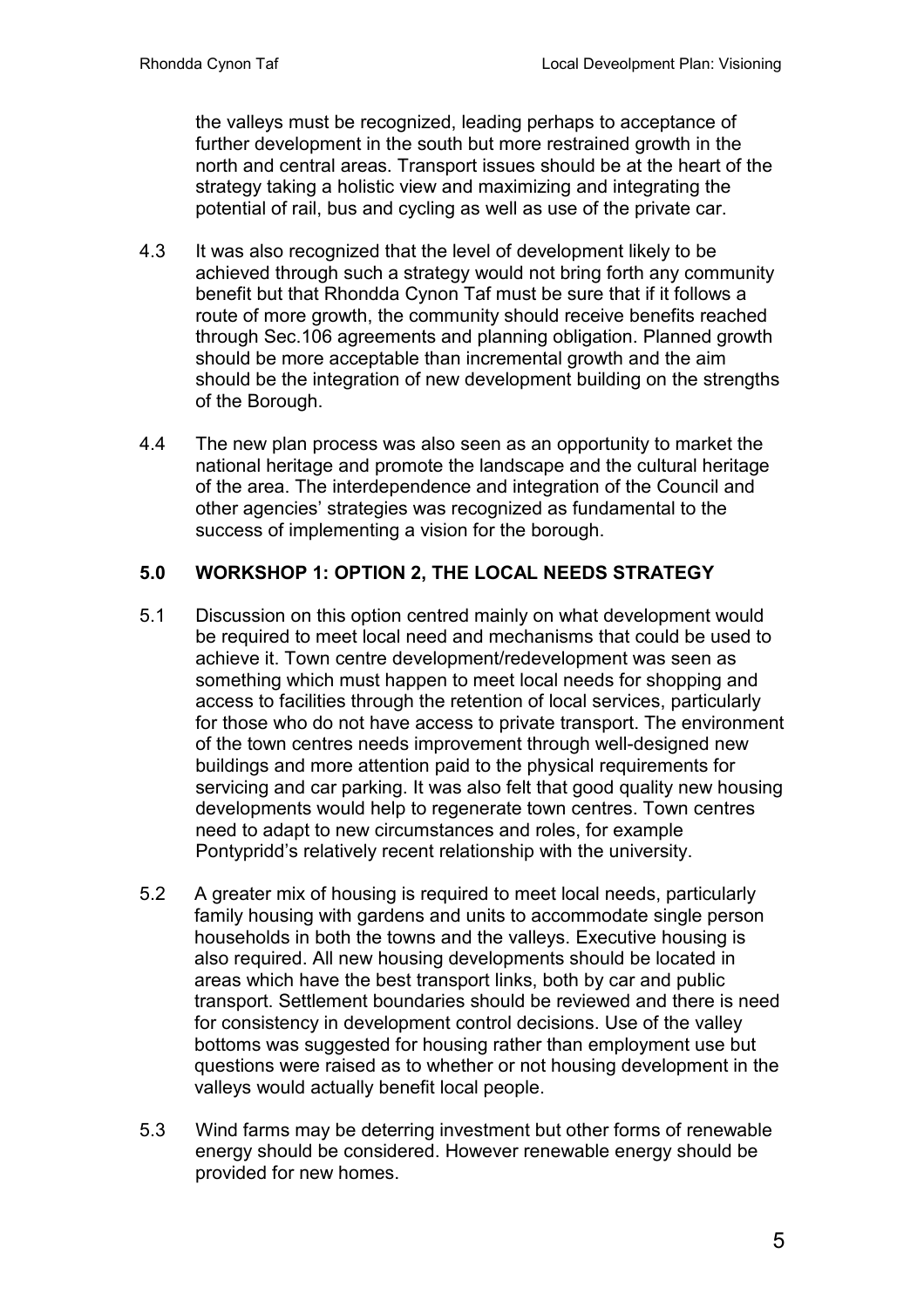the valleys must be recognized, leading perhaps to acceptance of further development in the south but more restrained growth in the north and central areas. Transport issues should be at the heart of the strategy taking a holistic view and maximizing and integrating the potential of rail, bus and cycling as well as use of the private car.

4.3 It was also recognized that the level of development likely to be achieved through such a strategy would not bring forth any community benefit but that Rhondda Cynon Taf must be sure that if it follows a route of more growth, the community should receive benefits reached through Sec.106 agreements and planning obligation. Planned growth should be more acceptable than incremental growth and the aim should be the integration of new development building on the strengths of the Borough.

4.4 The new plan process was also seen as an opportunity to market the national heritage and promote the landscape and the cultural heritage of the area. The interdependence and integration of the Council and other agencies' strategies was recognized as fundamental to the success of implementing a vision for the borough.

## 5.0 WORKSHOP 1: OPTION 2, THE LOCAL NEEDS STRATEGY

5.1 Discussion on this option centred mainly on what development would be required to meet local need and mechanisms that could be used to achieve it. Town centre development/redevelopment was seen as something which must happen to meet local needs for shopping and access to facilities through the retention of local services, particularly for those who do not have access to private transport. The environment of the town centres needs improvement through well-designed new buildings and more attention paid to the physical requirements for servicing and car parking. It was also felt that good quality new housing developments would help to regenerate town centres. Town centres need to adapt to new circumstances and roles, for example Pontypridd's relatively recent relationship with the university.

5.2 A greater mix of housing is required to meet local needs, particularly family housing with gardens and units to accommodate single person households in both the towns and the valleys. Executive housing is also required. All new housing developments should be located in areas which have the best transport links, both by car and public transport. Settlement boundaries should be reviewed and there is need for consistency in development control decisions. Use of the valley bottoms was suggested for housing rather than employment use but questions were raised as to whether or not housing development in the valleys would actually benefit local people.

5.3 Wind farms may be deterring investment but other forms of renewable energy should be considered. However renewable energy should be provided for new homes.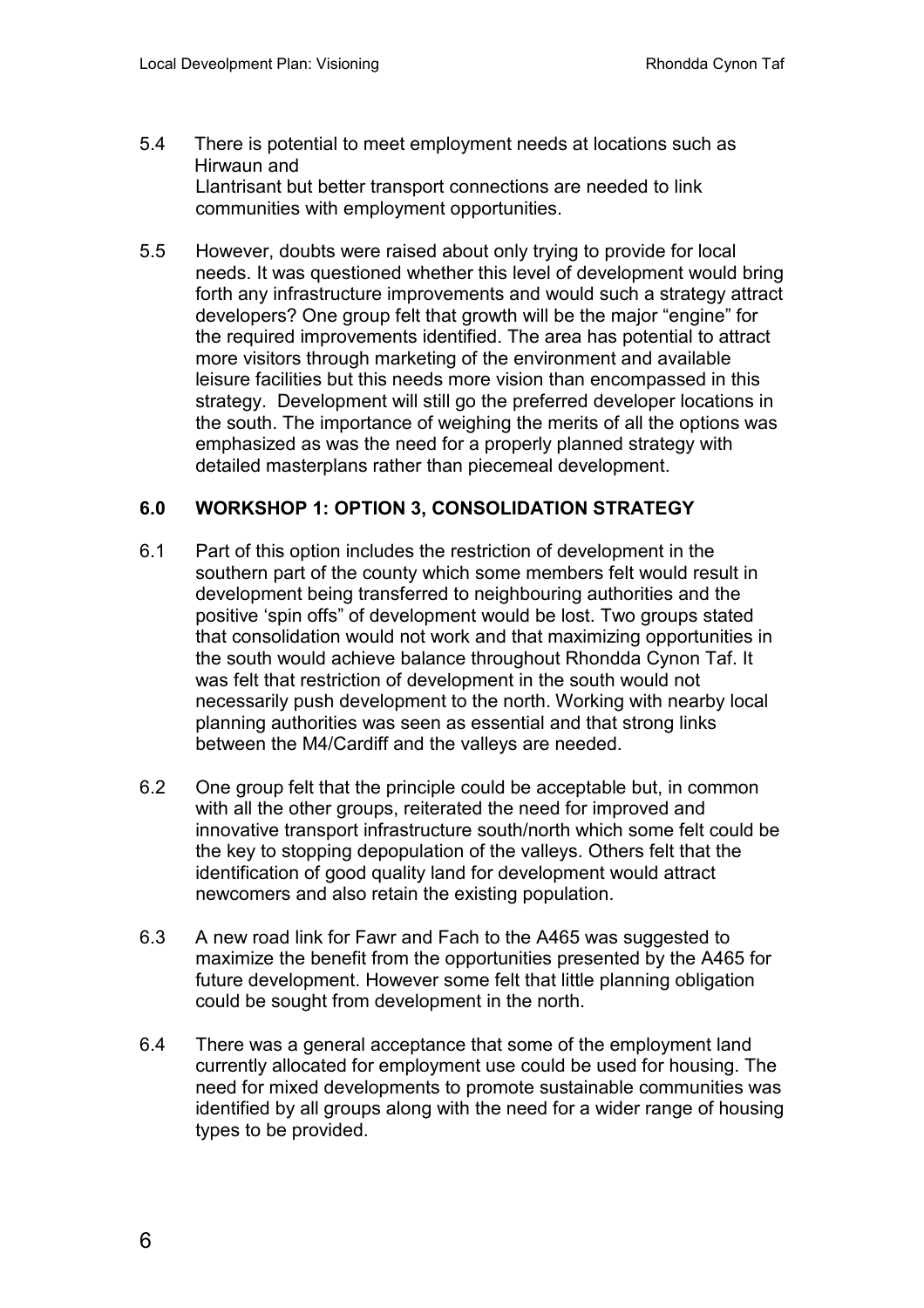5.4 There is potential to meet employment needs at locations such as Hirwaun and Llantrisant but better transport connections are needed to link communities with employment opportunities.

5.5 However, doubts were raised about only trying to provide for local needs. It was questioned whether this level of development would bring forth any infrastructure improvements and would such a strategy attract developers? One group felt that growth will be the major "engine" for the required improvements identified. The area has potential to attract more visitors through marketing of the environment and available leisure facilities but this needs more vision than encompassed in this strategy. Development will still go the preferred developer locations in the south. The importance of weighing the merits of all the options was emphasized as was the need for a properly planned strategy with detailed masterplans rather than piecemeal development.

## 6.0 WORKSHOP 1: OPTION 3, CONSOLIDATION STRATEGY

6.1 Part of this option includes the restriction of development in the southern part of the county which some members felt would result in development being transferred to neighbouring authorities and the positive 'spin offs" of development would be lost. Two groups stated that consolidation would not work and that maximizing opportunities in the south would achieve balance throughout Rhondda Cynon Taf. It was felt that restriction of development in the south would not necessarily push development to the north. Working with nearby local planning authorities was seen as essential and that strong links between the M4/Cardiff and the valleys are needed.

6.2 One group felt that the principle could be acceptable but, in common with all the other groups, reiterated the need for improved and innovative transport infrastructure south/north which some felt could be the key to stopping depopulation of the valleys. Others felt that the identification of good quality land for development would attract newcomers and also retain the existing population.

6.3 A new road link for Fawr and Fach to the A465 was suggested to maximize the benefit from the opportunities presented by the A465 for future development. However some felt that little planning obligation could be sought from development in the north.

6.4 There was a general acceptance that some of the employment land currently allocated for employment use could be used for housing. The need for mixed developments to promote sustainable communities was identified by all groups along with the need for a wider range of housing types to be provided.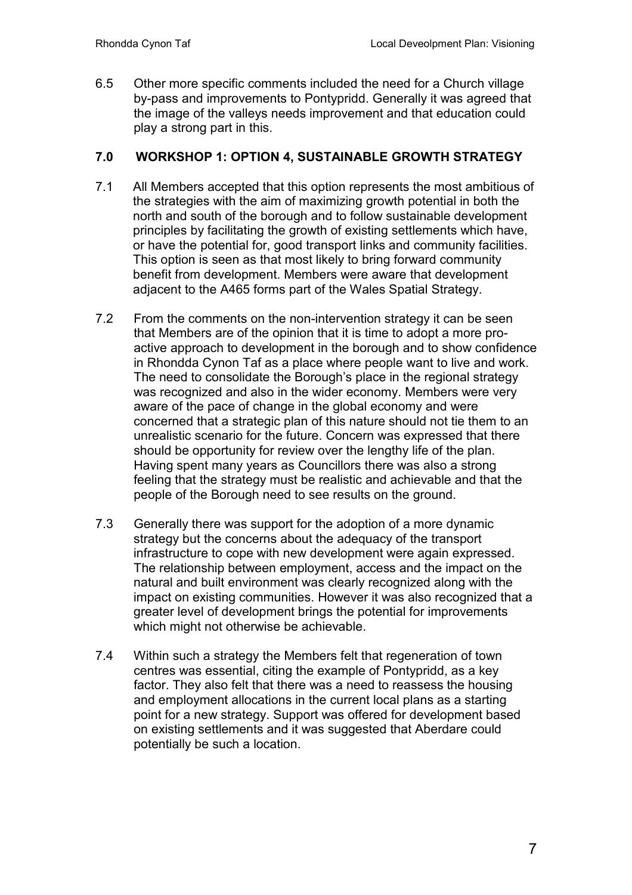6.5 Other more specific comments included the need for a Church village by-pass and improvements to Pontypridd. Generally it was agreed that the image of the valleys needs improvement and that education could play a strong part in this.

## 7.0 WORKSHOP 1: OPTION 4, SUSTAINABLE GROWTH STRATEGY

7.1 All Members accepted that this option represents the most ambitious of the strategies with the aim of maximizing growth potential in both the north and south of the borough and to follow sustainable development principles by facilitating the growth of existing settlements which have, or have the potential for, good transport links and community facilities. This option is seen as that most likely to bring forward community benefit from development. Members were aware that development adjacent to the A465 forms part of the Wales Spatial Strategy.

7.2 From the comments on the non-intervention strategy it can be seen that Members are of the opinion that it is time to adopt a more pro-active approach to development in the borough and to show confidence in Rhondda Cynon Taf as a place where people want to live and work. The need to consolidate the Borough's place in the regional strategy was recognized and also in the wider economy. Members were very aware of the pace of change in the global economy and were concerned that a strategic plan of this nature should not tie them to an unrealistic scenario for the future. Concern was expressed that there should be opportunity for review over the lengthy life of the plan. Having spent many years as Councillors there was also a strong feeling that the strategy must be realistic and achievable and that the people of the Borough need to see results on the ground.

7.3 Generally there was support for the adoption of a more dynamic strategy but the concerns about the adequacy of the transport infrastructure to cope with new development were again expressed. The relationship between employment, access and the impact on the natural and built environment was clearly recognized along with the impact on existing communities. However it was also recognized that a greater level of development brings the potential for improvements which might not otherwise be achievable.

7.4 Within such a strategy the Members felt that regeneration of town centres was essential, citing the example of Pontypridd, as a key factor. They also felt that there was a need to reassess the housing and employment allocations in the current local plans as a starting point for a new strategy. Support was offered for development based on existing settlements and it was suggested that Aberdare could potentially be such a location.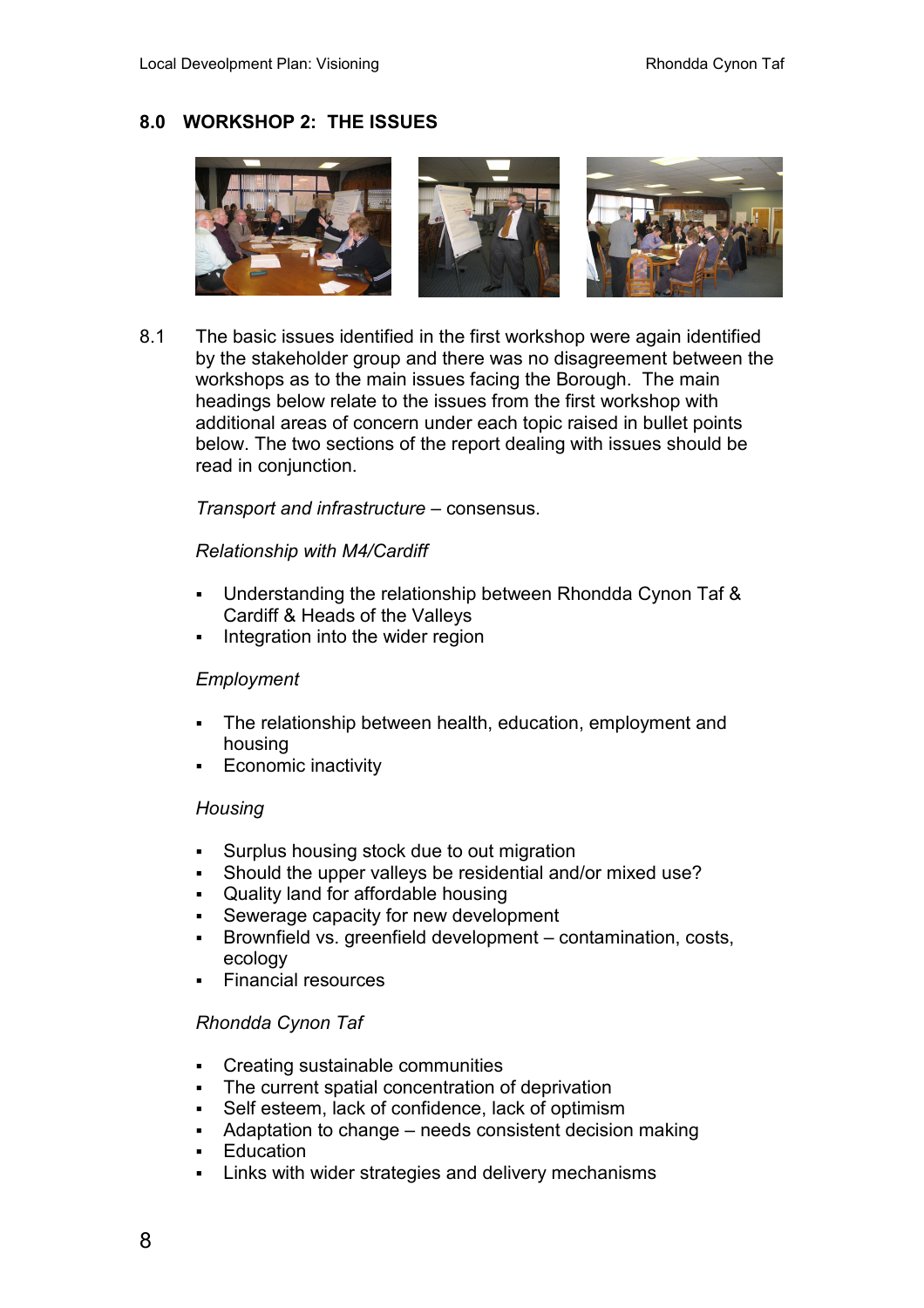## 8.0 WORKSHOP 2: THE ISSUES

8.1 The basic issues identified in the first workshop were again identified by the stakeholder group and there was no disagreement between the workshops as to the main issues facing the Borough. The main headings below relate to the issues from the first workshop with additional areas of concern under each topic raised in bullet points below. The two sections of the report dealing with issues should be read in conjunction.

*Transport and infrastructure* – consensus.

*Relationship with M4/Cardiff*

- Understanding the relationship between Rhondda Cynon Taf & Cardiff & Heads of the Valleys
- Integration into the wider region

*Employment*

- The relationship between health, education, employment and housing
- Economic inactivity

*Housing*

- Surplus housing stock due to out migration
- Should the upper valleys be residential and/or mixed use?
- Quality land for affordable housing
- Sewerage capacity for new development
- Brownfield vs. greenfield development – contamination, costs, ecology
- Financial resources

*Rhondda Cynon Taf*

- Creating sustainable communities
- The current spatial concentration of deprivation
- Self esteem, lack of confidence, lack of optimism
- Adaptation to change – needs consistent decision making
- Education
- Links with wider strategies and delivery mechanisms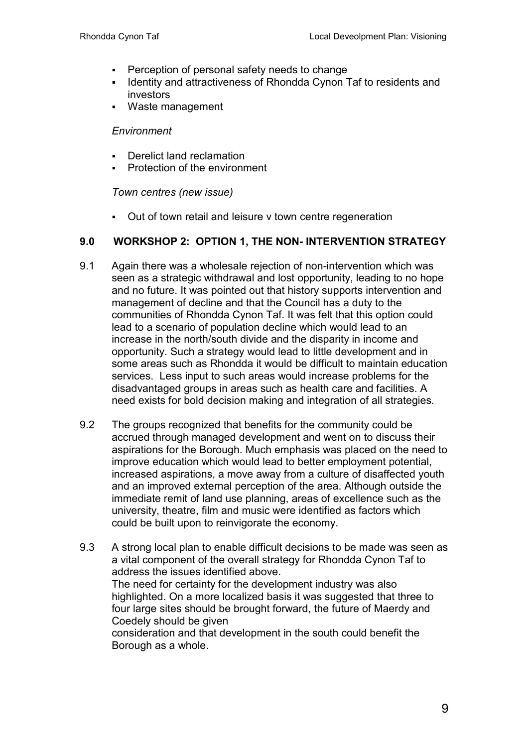- Perception of personal safety needs to change
- Identity and attractiveness of Rhondda Cynon Taf to residents and investors
- Waste management

*Environment*

- Derelict land reclamation
- Protection of the environment

*Town centres (new issue)*

- Out of town retail and leisure v town centre regeneration

## 9.0 WORKSHOP 2: OPTION 1, THE NON- INTERVENTION STRATEGY

9.1 Again there was a wholesale rejection of non-intervention which was seen as a strategic withdrawal and lost opportunity, leading to no hope and no future. It was pointed out that history supports intervention and management of decline and that the Council has a duty to the communities of Rhondda Cynon Taf. It was felt that this option could lead to a scenario of population decline which would lead to an increase in the north/south divide and the disparity in income and opportunity. Such a strategy would lead to little development and in some areas such as Rhondda it would be difficult to maintain education services. Less input to such areas would increase problems for the disadvantaged groups in areas such as health care and facilities. A need exists for bold decision making and integration of all strategies.

9.2 The groups recognized that benefits for the community could be accrued through managed development and went on to discuss their aspirations for the Borough. Much emphasis was placed on the need to improve education which would lead to better employment potential, increased aspirations, a move away from a culture of disaffected youth and an improved external perception of the area. Although outside the immediate remit of land use planning, areas of excellence such as the university, theatre, film and music were identified as factors which could be built upon to reinvigorate the economy.

9.3 A strong local plan to enable difficult decisions to be made was seen as a vital component of the overall strategy for Rhondda Cynon Taf to address the issues identified above.
The need for certainty for the development industry was also highlighted. On a more localized basis it was suggested that three to four large sites should be brought forward, the future of Maerdy and Coedely should be given
consideration and that development in the south could benefit the Borough as a whole.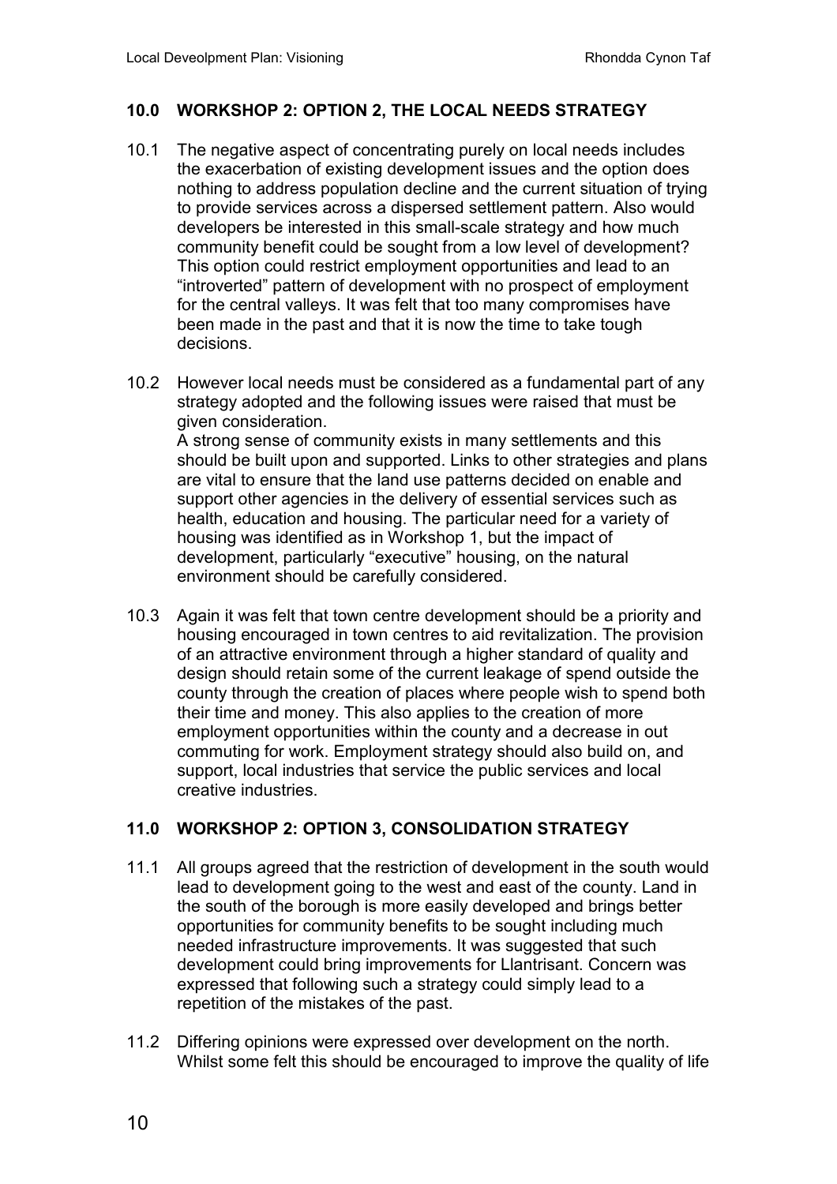## 10.0 WORKSHOP 2: OPTION 2, THE LOCAL NEEDS STRATEGY

10.1 The negative aspect of concentrating purely on local needs includes the exacerbation of existing development issues and the option does nothing to address population decline and the current situation of trying to provide services across a dispersed settlement pattern. Also would developers be interested in this small-scale strategy and how much community benefit could be sought from a low level of development? This option could restrict employment opportunities and lead to an "introverted" pattern of development with no prospect of employment for the central valleys. It was felt that too many compromises have been made in the past and that it is now the time to take tough decisions.

10.2 However local needs must be considered as a fundamental part of any strategy adopted and the following issues were raised that must be given consideration.
A strong sense of community exists in many settlements and this should be built upon and supported. Links to other strategies and plans are vital to ensure that the land use patterns decided on enable and support other agencies in the delivery of essential services such as health, education and housing. The particular need for a variety of housing was identified as in Workshop 1, but the impact of development, particularly "executive" housing, on the natural environment should be carefully considered.

10.3 Again it was felt that town centre development should be a priority and housing encouraged in town centres to aid revitalization. The provision of an attractive environment through a higher standard of quality and design should retain some of the current leakage of spend outside the county through the creation of places where people wish to spend both their time and money. This also applies to the creation of more employment opportunities within the county and a decrease in out commuting for work. Employment strategy should also build on, and support, local industries that service the public services and local creative industries.

## 11.0 WORKSHOP 2: OPTION 3, CONSOLIDATION STRATEGY

11.1 All groups agreed that the restriction of development in the south would lead to development going to the west and east of the county. Land in the south of the borough is more easily developed and brings better opportunities for community benefits to be sought including much needed infrastructure improvements. It was suggested that such development could bring improvements for Llantrisant. Concern was expressed that following such a strategy could simply lead to a repetition of the mistakes of the past.

11.2 Differing opinions were expressed over development on the north. Whilst some felt this should be encouraged to improve the quality of life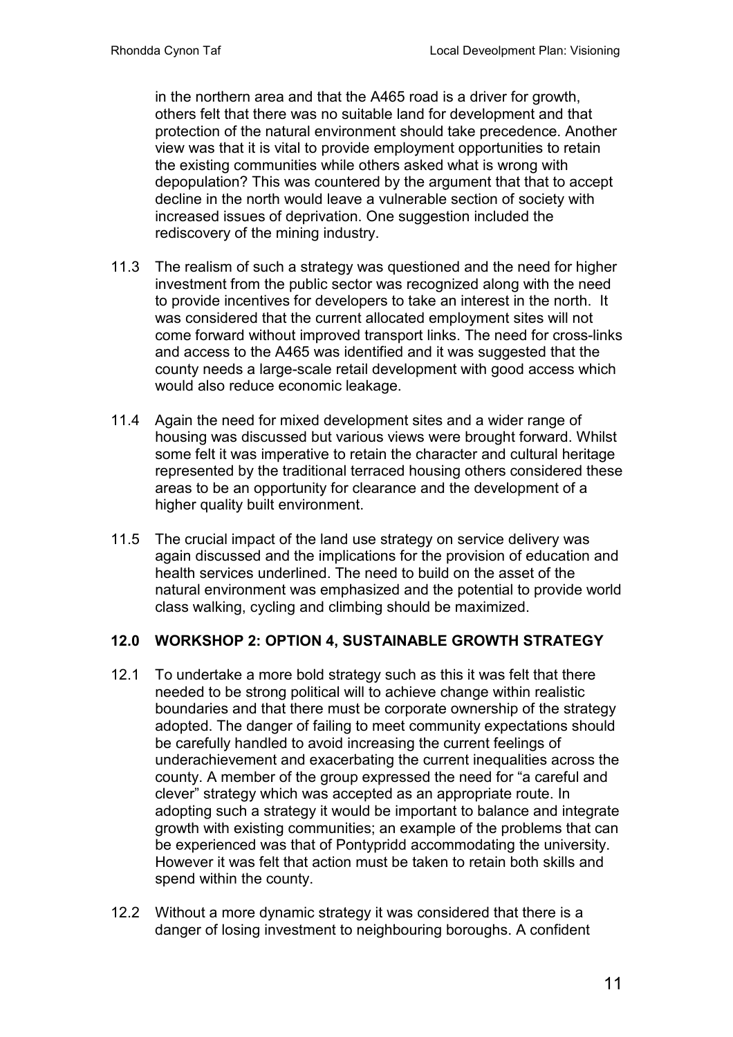in the northern area and that the A465 road is a driver for growth, others felt that there was no suitable land for development and that protection of the natural environment should take precedence. Another view was that it is vital to provide employment opportunities to retain the existing communities while others asked what is wrong with depopulation? This was countered by the argument that that to accept decline in the north would leave a vulnerable section of society with increased issues of deprivation. One suggestion included the rediscovery of the mining industry.

11.3 The realism of such a strategy was questioned and the need for higher investment from the public sector was recognized along with the need to provide incentives for developers to take an interest in the north. It was considered that the current allocated employment sites will not come forward without improved transport links. The need for cross-links and access to the A465 was identified and it was suggested that the county needs a large-scale retail development with good access which would also reduce economic leakage.

11.4 Again the need for mixed development sites and a wider range of housing was discussed but various views were brought forward. Whilst some felt it was imperative to retain the character and cultural heritage represented by the traditional terraced housing others considered these areas to be an opportunity for clearance and the development of a higher quality built environment.

11.5 The crucial impact of the land use strategy on service delivery was again discussed and the implications for the provision of education and health services underlined. The need to build on the asset of the natural environment was emphasized and the potential to provide world class walking, cycling and climbing should be maximized.

## 12.0 WORKSHOP 2: OPTION 4, SUSTAINABLE GROWTH STRATEGY

12.1 To undertake a more bold strategy such as this it was felt that there needed to be strong political will to achieve change within realistic boundaries and that there must be corporate ownership of the strategy adopted. The danger of failing to meet community expectations should be carefully handled to avoid increasing the current feelings of underachievement and exacerbating the current inequalities across the county. A member of the group expressed the need for "a careful and clever" strategy which was accepted as an appropriate route. In adopting such a strategy it would be important to balance and integrate growth with existing communities; an example of the problems that can be experienced was that of Pontypridd accommodating the university. However it was felt that action must be taken to retain both skills and spend within the county.

12.2 Without a more dynamic strategy it was considered that there is a danger of losing investment to neighbouring boroughs. A confident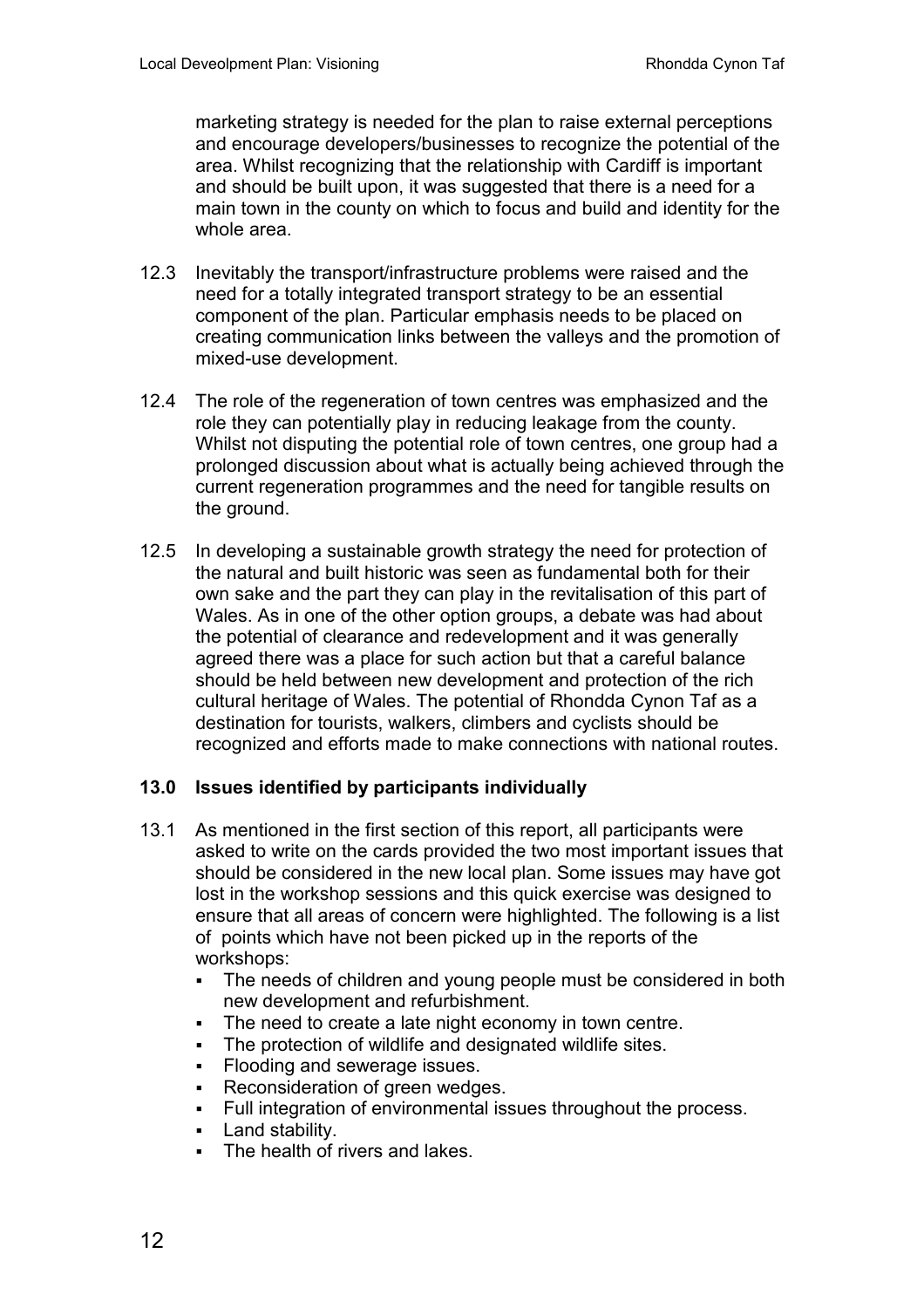marketing strategy is needed for the plan to raise external perceptions and encourage developers/businesses to recognize the potential of the area. Whilst recognizing that the relationship with Cardiff is important and should be built upon, it was suggested that there is a need for a main town in the county on which to focus and build and identity for the whole area.

12.3 Inevitably the transport/infrastructure problems were raised and the need for a totally integrated transport strategy to be an essential component of the plan. Particular emphasis needs to be placed on creating communication links between the valleys and the promotion of mixed-use development.

12.4 The role of the regeneration of town centres was emphasized and the role they can potentially play in reducing leakage from the county. Whilst not disputing the potential role of town centres, one group had a prolonged discussion about what is actually being achieved through the current regeneration programmes and the need for tangible results on the ground.

12.5 In developing a sustainable growth strategy the need for protection of the natural and built historic was seen as fundamental both for their own sake and the part they can play in the revitalisation of this part of Wales. As in one of the other option groups, a debate was had about the potential of clearance and redevelopment and it was generally agreed there was a place for such action but that a careful balance should be held between new development and protection of the rich cultural heritage of Wales. The potential of Rhondda Cynon Taf as a destination for tourists, walkers, climbers and cyclists should be recognized and efforts made to make connections with national routes.

## 13.0 Issues identified by participants individually

13.1 As mentioned in the first section of this report, all participants were asked to write on the cards provided the two most important issues that should be considered in the new local plan. Some issues may have got lost in the workshop sessions and this quick exercise was designed to ensure that all areas of concern were highlighted. The following is a list of points which have not been picked up in the reports of the workshops:

- The needs of children and young people must be considered in both new development and refurbishment.
- The need to create a late night economy in town centre.
- The protection of wildlife and designated wildlife sites.
- Flooding and sewerage issues.
- Reconsideration of green wedges.
- Full integration of environmental issues throughout the process.
- Land stability.
- The health of rivers and lakes.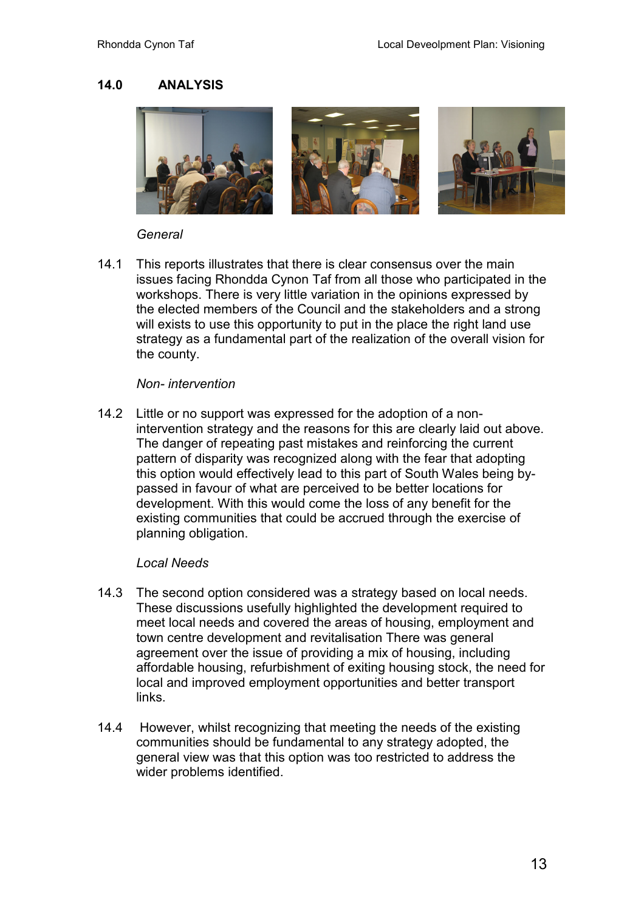## 14.0 ANALYSIS

*General*

14.1 This reports illustrates that there is clear consensus over the main issues facing Rhondda Cynon Taf from all those who participated in the workshops. There is very little variation in the opinions expressed by the elected members of the Council and the stakeholders and a strong will exists to use this opportunity to put in the place the right land use strategy as a fundamental part of the realization of the overall vision for the county.

*Non- intervention*

14.2 Little or no support was expressed for the adoption of a non-intervention strategy and the reasons for this are clearly laid out above. The danger of repeating past mistakes and reinforcing the current pattern of disparity was recognized along with the fear that adopting this option would effectively lead to this part of South Wales being by-passed in favour of what are perceived to be better locations for development. With this would come the loss of any benefit for the existing communities that could be accrued through the exercise of planning obligation.

*Local Needs*

14.3 The second option considered was a strategy based on local needs. These discussions usefully highlighted the development required to meet local needs and covered the areas of housing, employment and town centre development and revitalisation There was general agreement over the issue of providing a mix of housing, including affordable housing, refurbishment of exiting housing stock, the need for local and improved employment opportunities and better transport links.

14.4 However, whilst recognizing that meeting the needs of the existing communities should be fundamental to any strategy adopted, the general view was that this option was too restricted to address the wider problems identified.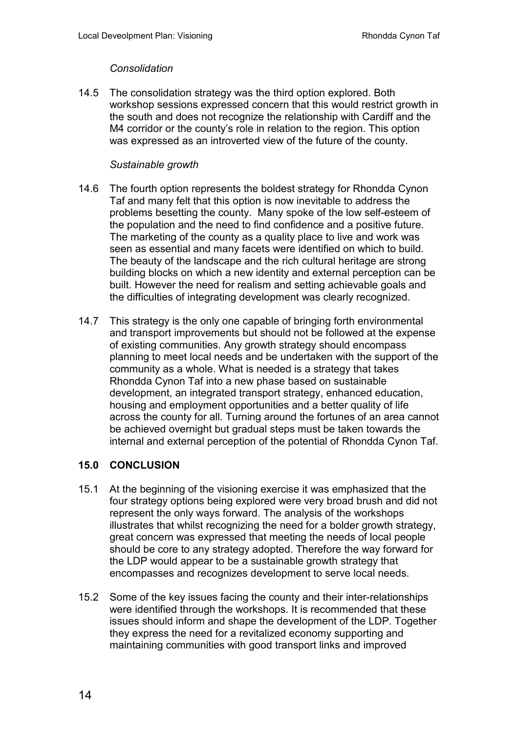*Consolidation*

14.5 The consolidation strategy was the third option explored. Both workshop sessions expressed concern that this would restrict growth in the south and does not recognize the relationship with Cardiff and the M4 corridor or the county's role in relation to the region. This option was expressed as an introverted view of the future of the county.

*Sustainable growth*

14.6 The fourth option represents the boldest strategy for Rhondda Cynon Taf and many felt that this option is now inevitable to address the problems besetting the county. Many spoke of the low self-esteem of the population and the need to find confidence and a positive future. The marketing of the county as a quality place to live and work was seen as essential and many facets were identified on which to build. The beauty of the landscape and the rich cultural heritage are strong building blocks on which a new identity and external perception can be built. However the need for realism and setting achievable goals and the difficulties of integrating development was clearly recognized.

14.7 This strategy is the only one capable of bringing forth environmental and transport improvements but should not be followed at the expense of existing communities. Any growth strategy should encompass planning to meet local needs and be undertaken with the support of the community as a whole. What is needed is a strategy that takes Rhondda Cynon Taf into a new phase based on sustainable development, an integrated transport strategy, enhanced education, housing and employment opportunities and a better quality of life across the county for all. Turning around the fortunes of an area cannot be achieved overnight but gradual steps must be taken towards the internal and external perception of the potential of Rhondda Cynon Taf.

## 15.0 CONCLUSION

15.1 At the beginning of the visioning exercise it was emphasized that the four strategy options being explored were very broad brush and did not represent the only ways forward. The analysis of the workshops illustrates that whilst recognizing the need for a bolder growth strategy, great concern was expressed that meeting the needs of local people should be core to any strategy adopted. Therefore the way forward for the LDP would appear to be a sustainable growth strategy that encompasses and recognizes development to serve local needs.

15.2 Some of the key issues facing the county and their inter-relationships were identified through the workshops. It is recommended that these issues should inform and shape the development of the LDP. Together they express the need for a revitalized economy supporting and maintaining communities with good transport links and improved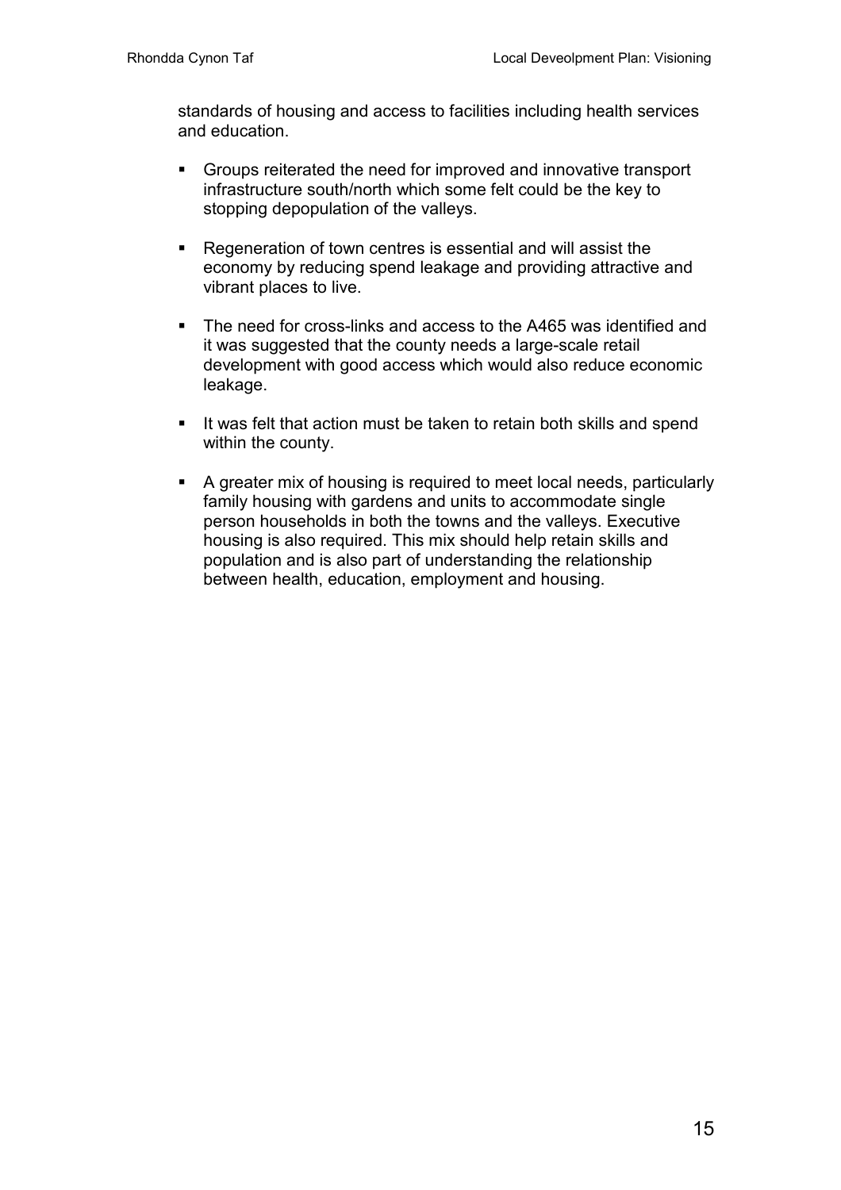standards of housing and access to facilities including health services and education.

- Groups reiterated the need for improved and innovative transport infrastructure south/north which some felt could be the key to stopping depopulation of the valleys.

- Regeneration of town centres is essential and will assist the economy by reducing spend leakage and providing attractive and vibrant places to live.

- The need for cross-links and access to the A465 was identified and it was suggested that the county needs a large-scale retail development with good access which would also reduce economic leakage.

- It was felt that action must be taken to retain both skills and spend within the county.

- A greater mix of housing is required to meet local needs, particularly family housing with gardens and units to accommodate single person households in both the towns and the valleys. Executive housing is also required. This mix should help retain skills and population and is also part of understanding the relationship between health, education, employment and housing.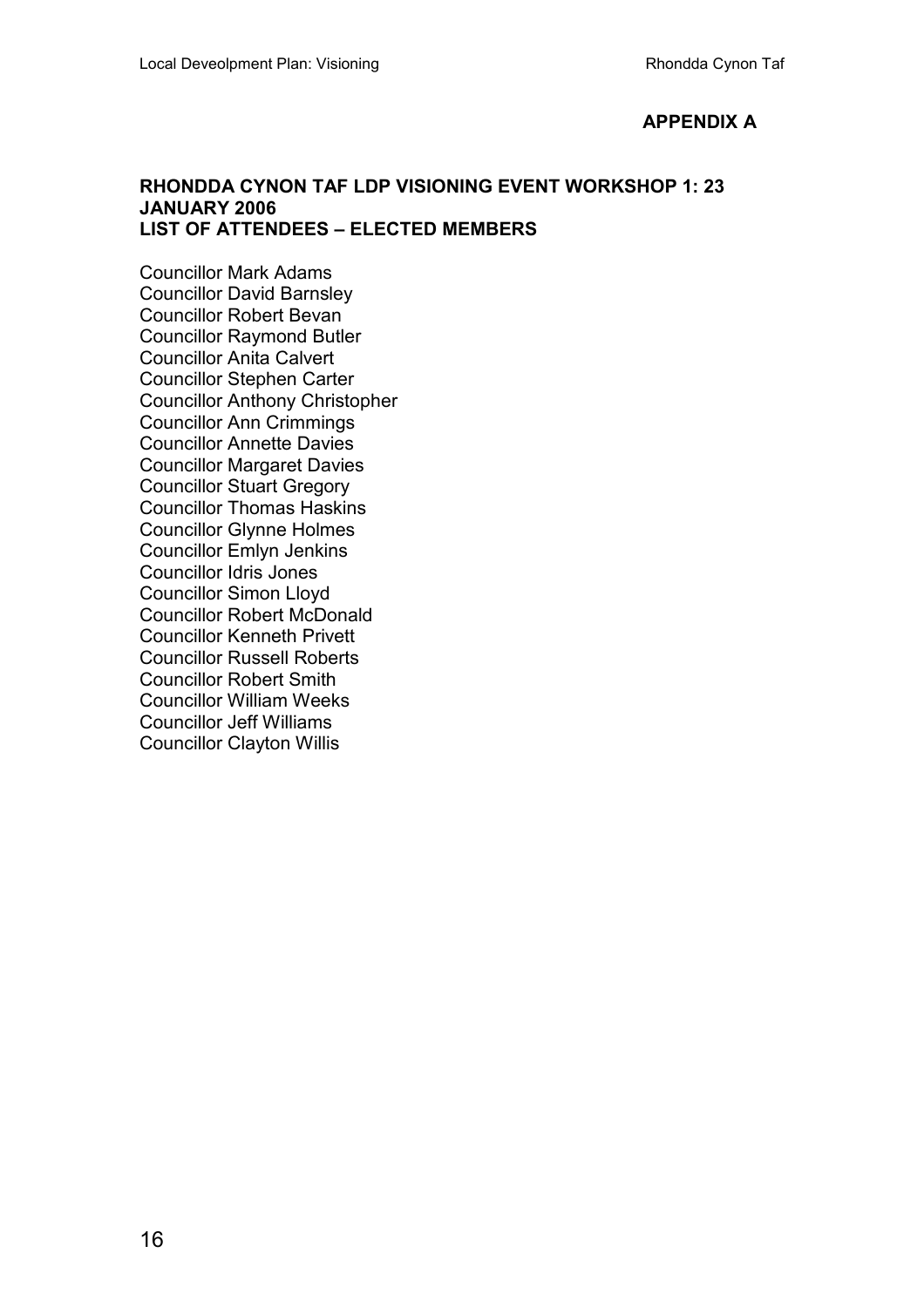**APPENDIX A**

## RHONDDA CYNON TAF LDP VISIONING EVENT WORKSHOP 1: 23 JANUARY 2006
## LIST OF ATTENDEES – ELECTED MEMBERS

Councillor Mark Adams
Councillor David Barnsley
Councillor Robert Bevan
Councillor Raymond Butler
Councillor Anita Calvert
Councillor Stephen Carter
Councillor Anthony Christopher
Councillor Ann Crimmings
Councillor Annette Davies
Councillor Margaret Davies
Councillor Stuart Gregory
Councillor Thomas Haskins
Councillor Glynne Holmes
Councillor Emlyn Jenkins
Councillor Idris Jones
Councillor Simon Lloyd
Councillor Robert McDonald
Councillor Kenneth Privett
Councillor Russell Roberts
Councillor Robert Smith
Councillor William Weeks
Councillor Jeff Williams
Councillor Clayton Willis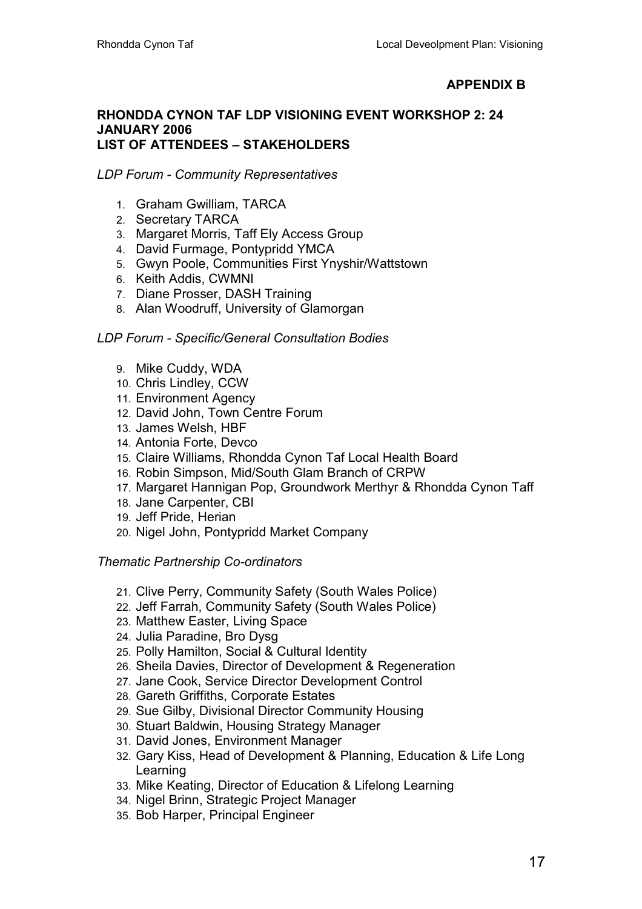**APPENDIX B**

**RHONDDA CYNON TAF LDP VISIONING EVENT WORKSHOP 2: 24 JANUARY 2006**
**LIST OF ATTENDEES – STAKEHOLDERS**

*LDP Forum - Community Representatives*

1. Graham Gwilliam, TARCA
2. Secretary TARCA
3. Margaret Morris, Taff Ely Access Group
4. David Furmage, Pontypridd YMCA
5. Gwyn Poole, Communities First Ynyshir/Wattstown
6. Keith Addis, CWMNI
7. Diane Prosser, DASH Training
8. Alan Woodruff, University of Glamorgan

*LDP Forum - Specific/General Consultation Bodies*

9. Mike Cuddy, WDA
10. Chris Lindley, CCW
11. Environment Agency
12. David John, Town Centre Forum
13. James Welsh, HBF
14. Antonia Forte, Devco
15. Claire Williams, Rhondda Cynon Taf Local Health Board
16. Robin Simpson, Mid/South Glam Branch of CRPW
17. Margaret Hannigan Pop, Groundwork Merthyr & Rhondda Cynon Taff
18. Jane Carpenter, CBI
19. Jeff Pride, Herian
20. Nigel John, Pontypridd Market Company

*Thematic Partnership Co-ordinators*

21. Clive Perry, Community Safety (South Wales Police)
22. Jeff Farrah, Community Safety (South Wales Police)
23. Matthew Easter, Living Space
24. Julia Paradine, Bro Dysg
25. Polly Hamilton, Social & Cultural Identity
26. Sheila Davies, Director of Development & Regeneration
27. Jane Cook, Service Director Development Control
28. Gareth Griffiths, Corporate Estates
29. Sue Gilby, Divisional Director Community Housing
30. Stuart Baldwin, Housing Strategy Manager
31. David Jones, Environment Manager
32. Gary Kiss, Head of Development & Planning, Education & Life Long Learning
33. Mike Keating, Director of Education & Lifelong Learning
34. Nigel Brinn, Strategic Project Manager
35. Bob Harper, Principal Engineer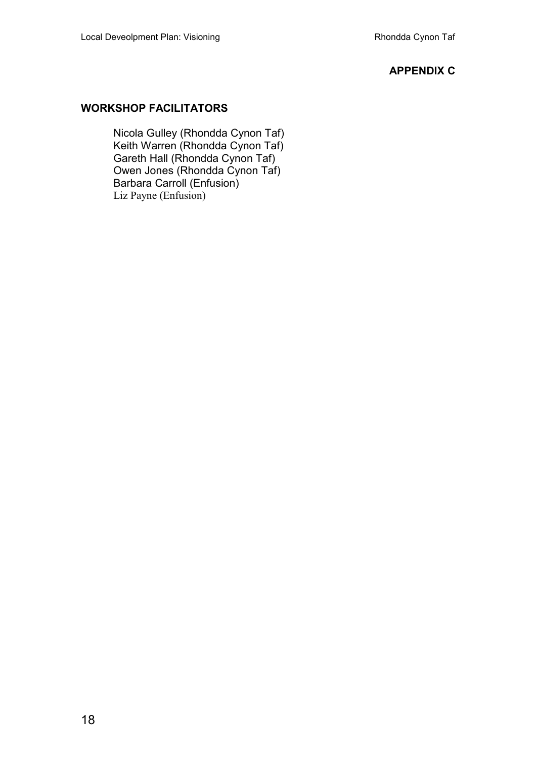**APPENDIX C**

## WORKSHOP FACILITATORS

Nicola Gulley (Rhondda Cynon Taf)
Keith Warren (Rhondda Cynon Taf)
Gareth Hall (Rhondda Cynon Taf)
Owen Jones (Rhondda Cynon Taf)
Barbara Carroll (Enfusion)
Liz Payne (Enfusion)